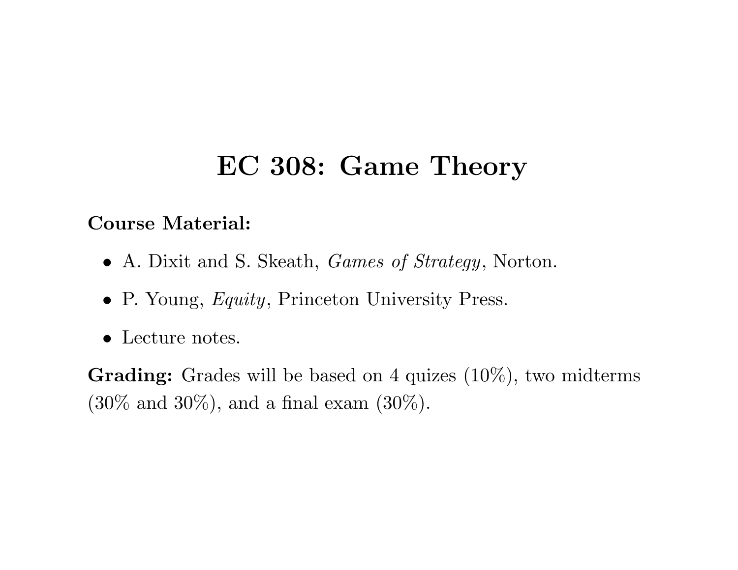# EC 308: Game Theory

**Course Material:**

- A. Dixit and S. Skeath, *Games of Strategy*, Norton.
- P. Young, *Equity*, Princeton University Press.
- Lecture notes.

**Grading:** Grades will be based on 4 quizes (10%), two midterms (30% and 30%), and a final exam (30%).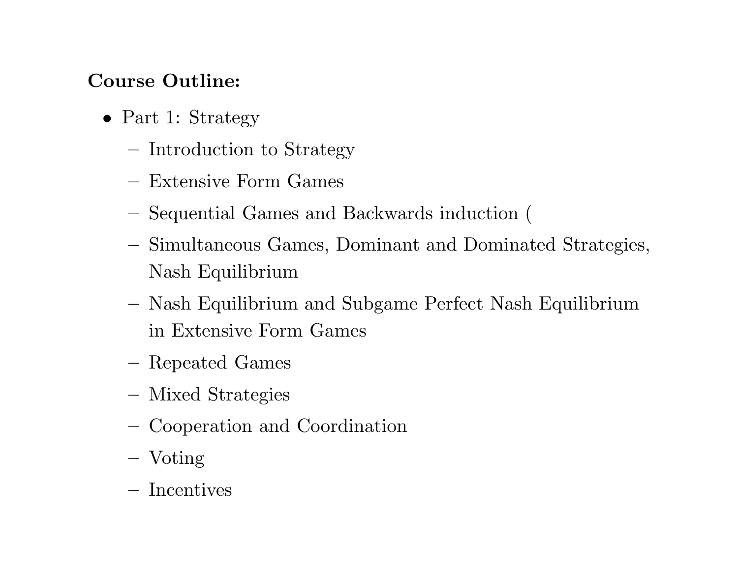**Course Outline:**

- Part 1: Strategy
  - Introduction to Strategy
  - Extensive Form Games
  - Sequential Games and Backwards induction (
  - Simultaneous Games, Dominant and Dominated Strategies, Nash Equilibrium
  - Nash Equilibrium and Subgame Perfect Nash Equilibrium in Extensive Form Games
  - Repeated Games
  - Mixed Strategies
  - Cooperation and Coordination
  - Voting
  - Incentives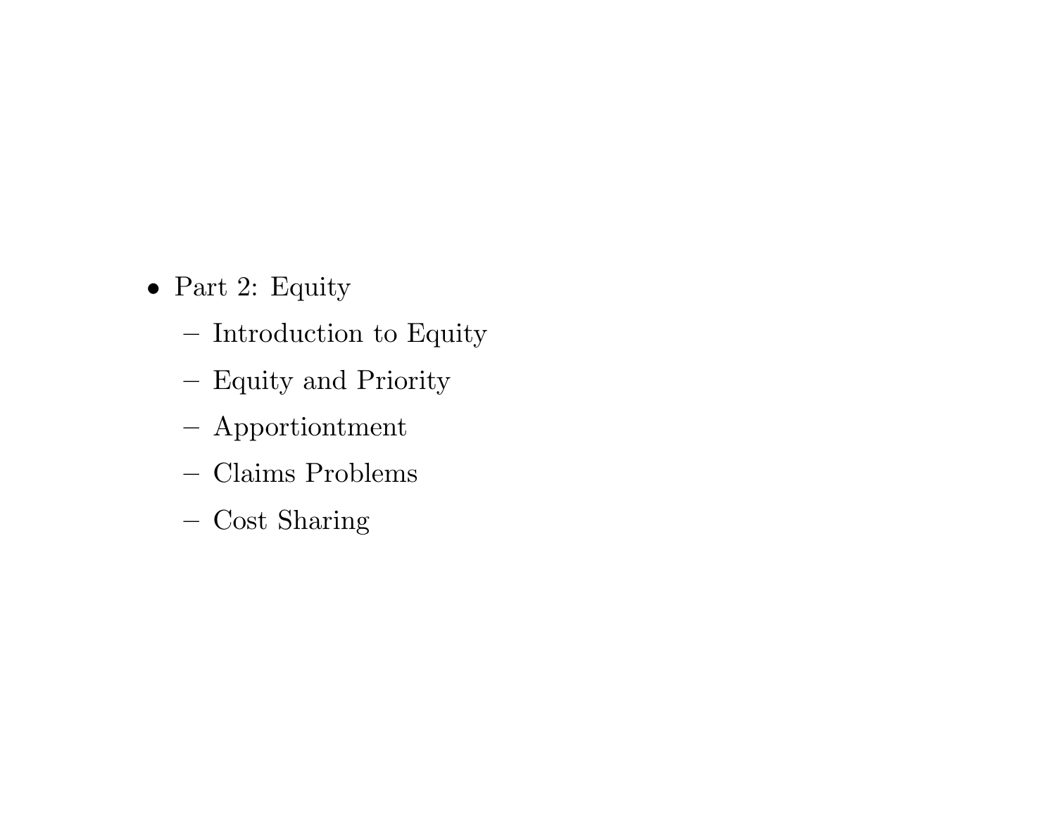- Part 2: Equity
  - Introduction to Equity
  - Equity and Priority
  - Apportiontment
  - Claims Problems
  - Cost Sharing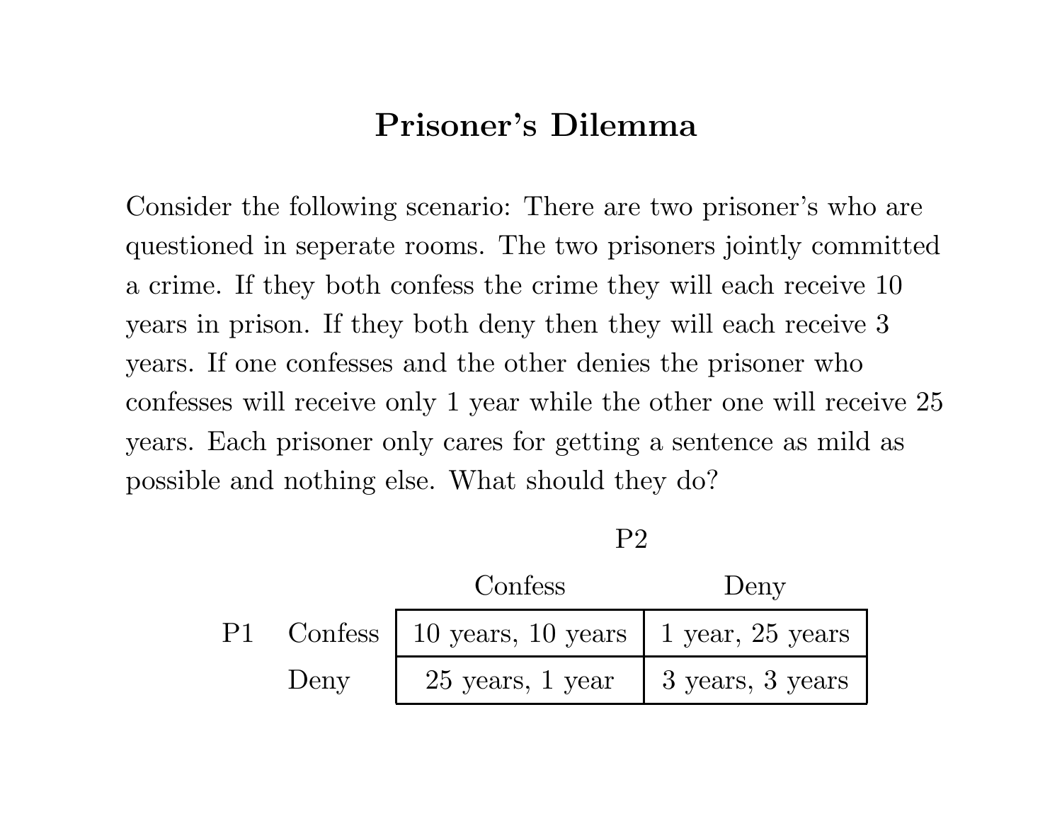# Prisoner's Dilemma

Consider the following scenario: There are two prisoner's who are questioned in seperate rooms. The two prisoners jointly committed a crime. If they both confess the crime they will each receive 10 years in prison. If they both deny then they will each receive 3 years. If one confesses and the other denies the prisoner who confesses will receive only 1 year while the other one will receive 25 years. Each prisoner only cares for getting a sentence as mild as possible and nothing else. What should they do?

| | | P2 | |
|---|---|---|---|
| | | Confess | Deny |
| P1 | Confess | 10 years, 10 years | 1 year, 25 years |
| | Deny | 25 years, 1 year | 3 years, 3 years |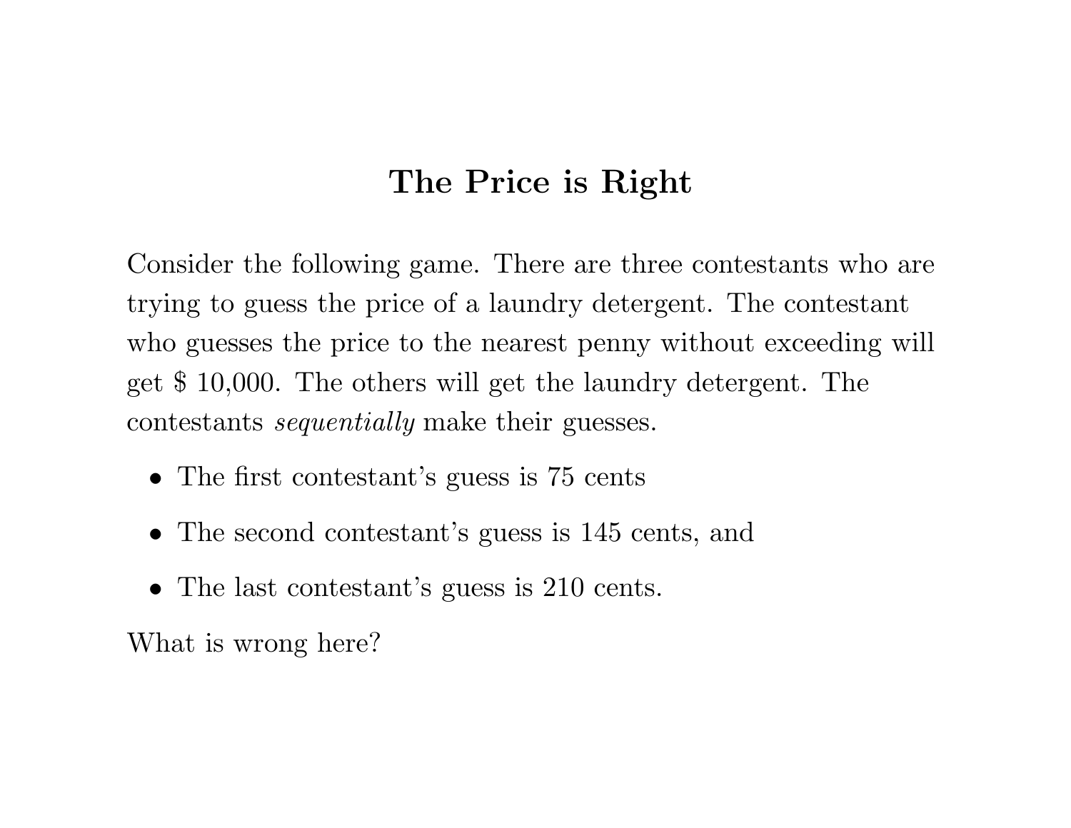# The Price is Right

Consider the following game. There are three contestants who are trying to guess the price of a laundry detergent. The contestant who guesses the price to the nearest penny without exceeding will get $ 10,000. The others will get the laundry detergent. The contestants *sequentially* make their guesses.

- The first contestant's guess is 75 cents
- The second contestant's guess is 145 cents, and
- The last contestant's guess is 210 cents.

What is wrong here?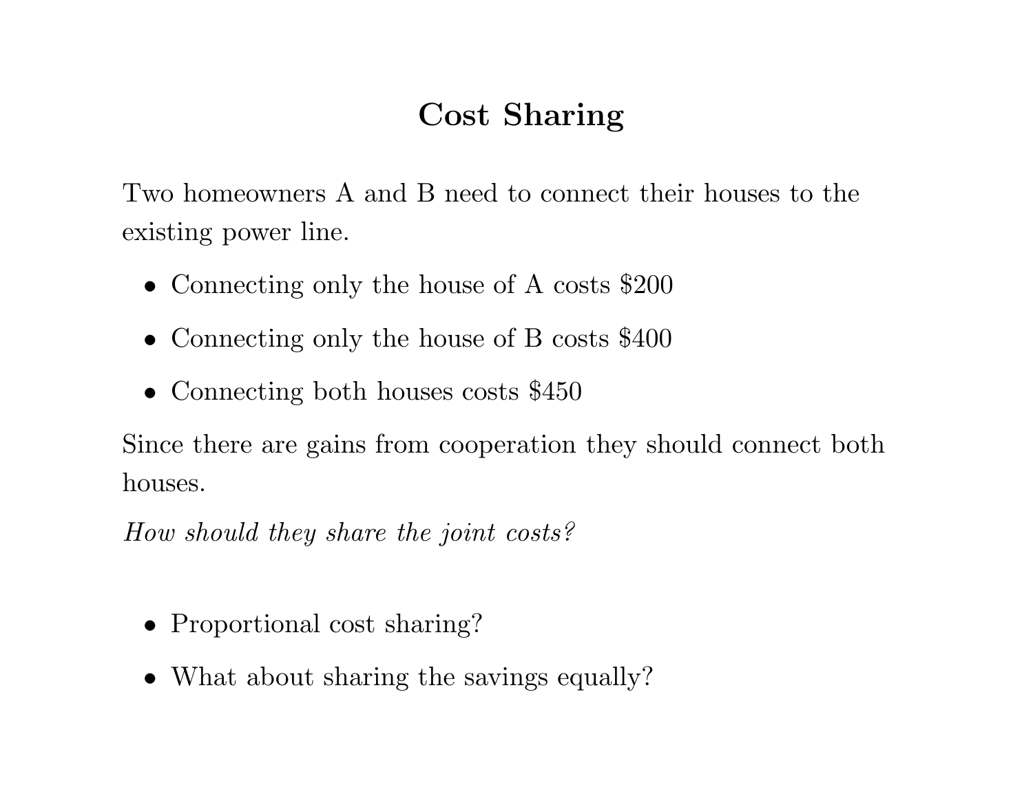# Cost Sharing

Two homeowners A and B need to connect their houses to the existing power line.

- Connecting only the house of A costs $200
- Connecting only the house of B costs $400
- Connecting both houses costs $450

Since there are gains from cooperation they should connect both houses.

*How should they share the joint costs?*

- Proportional cost sharing?
- What about sharing the savings equally?